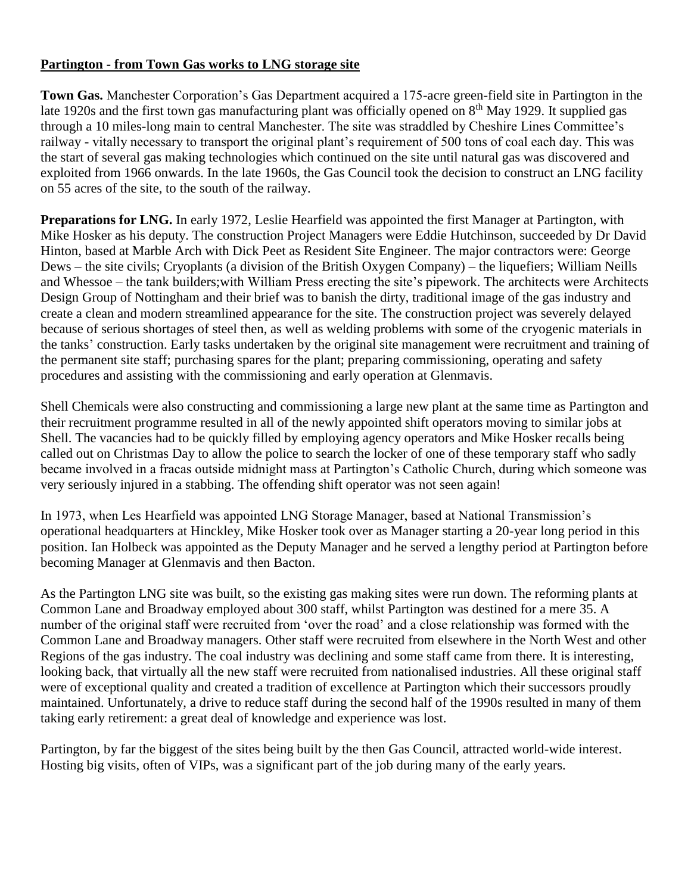**Partington - from Town Gas works to LNG storage site**

**Town Gas.** Manchester Corporation's Gas Department acquired a 175-acre green-field site in Partington in the late 1920s and the first town gas manufacturing plant was officially opened on 8th May 1929. It supplied gas through a 10 miles-long main to central Manchester. The site was straddled by Cheshire Lines Committee's railway - vitally necessary to transport the original plant's requirement of 500 tons of coal each day. This was the start of several gas making technologies which continued on the site until natural gas was discovered and exploited from 1966 onwards. In the late 1960s, the Gas Council took the decision to construct an LNG facility on 55 acres of the site, to the south of the railway.

**Preparations for LNG.** In early 1972, Leslie Hearfield was appointed the first Manager at Partington, with Mike Hosker as his deputy. The construction Project Managers were Eddie Hutchinson, succeeded by Dr David Hinton, based at Marble Arch with Dick Peet as Resident Site Engineer. The major contractors were: George Dews – the site civils; Cryoplants (a division of the British Oxygen Company) – the liquefiers; William Neills and Whessoe – the tank builders;with William Press erecting the site's pipework. The architects were Architects Design Group of Nottingham and their brief was to banish the dirty, traditional image of the gas industry and create a clean and modern streamlined appearance for the site. The construction project was severely delayed because of serious shortages of steel then, as well as welding problems with some of the cryogenic materials in the tanks' construction. Early tasks undertaken by the original site management were recruitment and training of the permanent site staff; purchasing spares for the plant; preparing commissioning, operating and safety procedures and assisting with the commissioning and early operation at Glenmavis.

Shell Chemicals were also constructing and commissioning a large new plant at the same time as Partington and their recruitment programme resulted in all of the newly appointed shift operators moving to similar jobs at Shell. The vacancies had to be quickly filled by employing agency operators and Mike Hosker recalls being called out on Christmas Day to allow the police to search the locker of one of these temporary staff who sadly became involved in a fracas outside midnight mass at Partington's Catholic Church, during which someone was very seriously injured in a stabbing. The offending shift operator was not seen again!

In 1973, when Les Hearfield was appointed LNG Storage Manager, based at National Transmission's operational headquarters at Hinckley, Mike Hosker took over as Manager starting a 20-year long period in this position. Ian Holbeck was appointed as the Deputy Manager and he served a lengthy period at Partington before becoming Manager at Glenmavis and then Bacton.

As the Partington LNG site was built, so the existing gas making sites were run down. The reforming plants at Common Lane and Broadway employed about 300 staff, whilst Partington was destined for a mere 35. A number of the original staff were recruited from 'over the road' and a close relationship was formed with the Common Lane and Broadway managers. Other staff were recruited from elsewhere in the North West and other Regions of the gas industry. The coal industry was declining and some staff came from there. It is interesting, looking back, that virtually all the new staff were recruited from nationalised industries. All these original staff were of exceptional quality and created a tradition of excellence at Partington which their successors proudly maintained. Unfortunately, a drive to reduce staff during the second half of the 1990s resulted in many of them taking early retirement: a great deal of knowledge and experience was lost.

Partington, by far the biggest of the sites being built by the then Gas Council, attracted world-wide interest. Hosting big visits, often of VIPs, was a significant part of the job during many of the early years.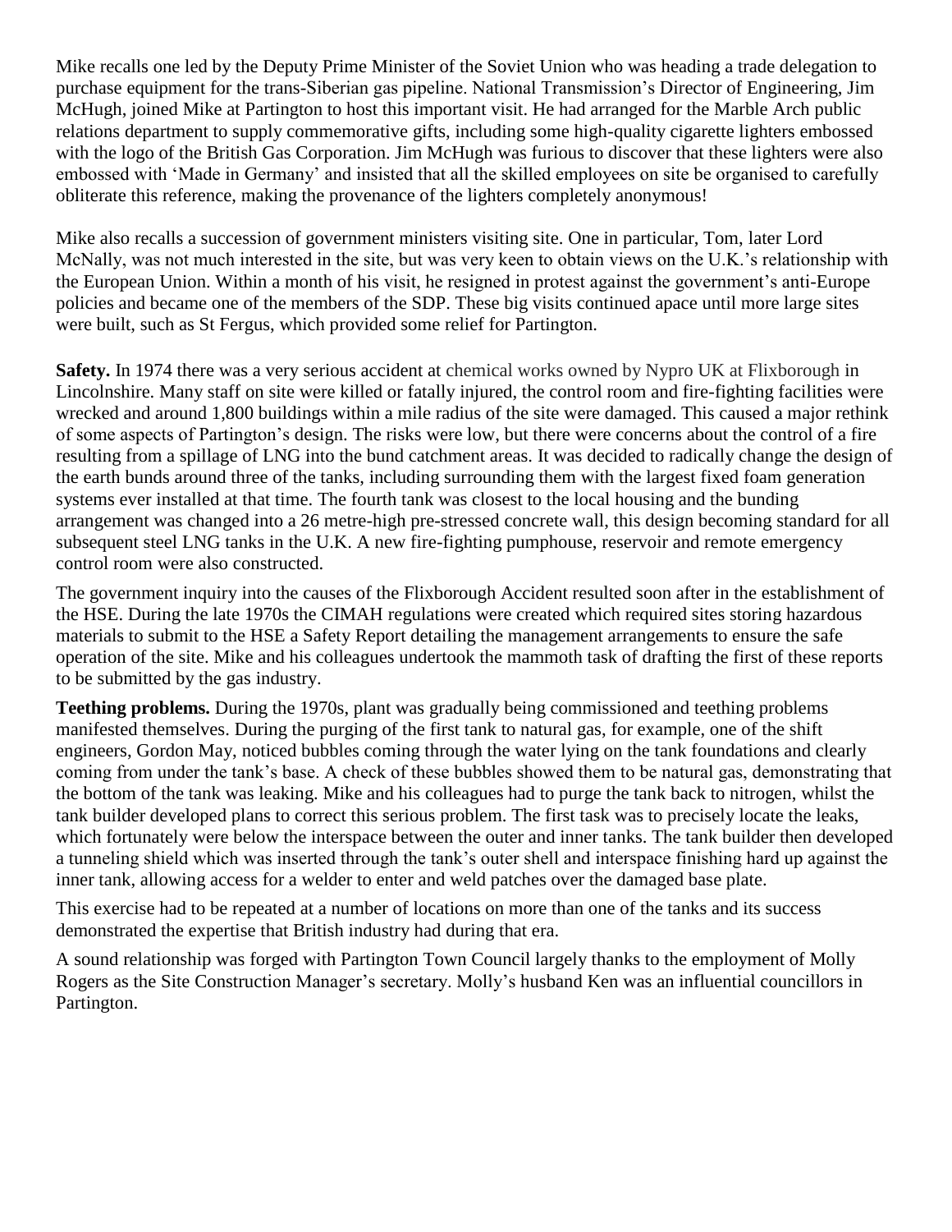Mike recalls one led by the Deputy Prime Minister of the Soviet Union who was heading a trade delegation to purchase equipment for the trans-Siberian gas pipeline. National Transmission's Director of Engineering, Jim McHugh, joined Mike at Partington to host this important visit. He had arranged for the Marble Arch public relations department to supply commemorative gifts, including some high-quality cigarette lighters embossed with the logo of the British Gas Corporation. Jim McHugh was furious to discover that these lighters were also embossed with 'Made in Germany' and insisted that all the skilled employees on site be organised to carefully obliterate this reference, making the provenance of the lighters completely anonymous!

Mike also recalls a succession of government ministers visiting site. One in particular, Tom, later Lord McNally, was not much interested in the site, but was very keen to obtain views on the U.K.'s relationship with the European Union. Within a month of his visit, he resigned in protest against the government's anti-Europe policies and became one of the members of the SDP. These big visits continued apace until more large sites were built, such as St Fergus, which provided some relief for Partington.

**Safety.** In 1974 there was a very serious accident at chemical works owned by Nypro UK at Flixborough in Lincolnshire. Many staff on site were killed or fatally injured, the control room and fire-fighting facilities were wrecked and around 1,800 buildings within a mile radius of the site were damaged. This caused a major rethink of some aspects of Partington's design. The risks were low, but there were concerns about the control of a fire resulting from a spillage of LNG into the bund catchment areas. It was decided to radically change the design of the earth bunds around three of the tanks, including surrounding them with the largest fixed foam generation systems ever installed at that time. The fourth tank was closest to the local housing and the bunding arrangement was changed into a 26 metre-high pre-stressed concrete wall, this design becoming standard for all subsequent steel LNG tanks in the U.K. A new fire-fighting pumphouse, reservoir and remote emergency control room were also constructed.

The government inquiry into the causes of the Flixborough Accident resulted soon after in the establishment of the HSE. During the late 1970s the CIMAH regulations were created which required sites storing hazardous materials to submit to the HSE a Safety Report detailing the management arrangements to ensure the safe operation of the site. Mike and his colleagues undertook the mammoth task of drafting the first of these reports to be submitted by the gas industry.

**Teething problems.** During the 1970s, plant was gradually being commissioned and teething problems manifested themselves. During the purging of the first tank to natural gas, for example, one of the shift engineers, Gordon May, noticed bubbles coming through the water lying on the tank foundations and clearly coming from under the tank's base. A check of these bubbles showed them to be natural gas, demonstrating that the bottom of the tank was leaking. Mike and his colleagues had to purge the tank back to nitrogen, whilst the tank builder developed plans to correct this serious problem. The first task was to precisely locate the leaks, which fortunately were below the interspace between the outer and inner tanks. The tank builder then developed a tunneling shield which was inserted through the tank's outer shell and interspace finishing hard up against the inner tank, allowing access for a welder to enter and weld patches over the damaged base plate.

This exercise had to be repeated at a number of locations on more than one of the tanks and its success demonstrated the expertise that British industry had during that era.

A sound relationship was forged with Partington Town Council largely thanks to the employment of Molly Rogers as the Site Construction Manager's secretary. Molly's husband Ken was an influential councillors in Partington.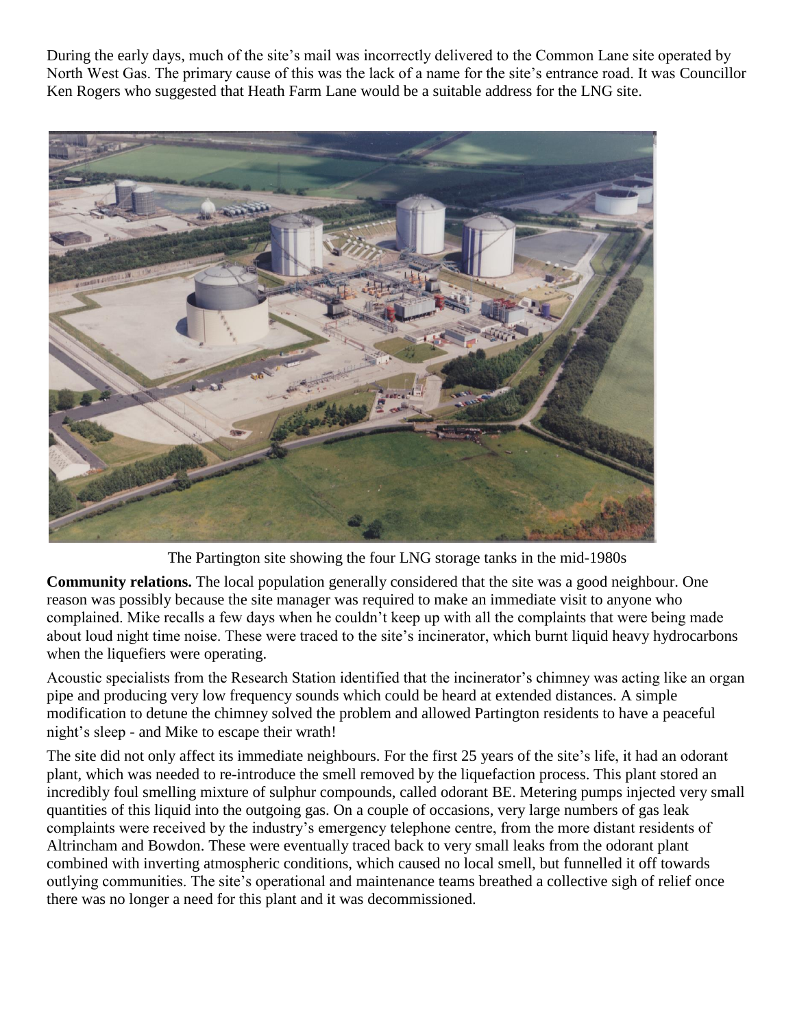During the early days, much of the site's mail was incorrectly delivered to the Common Lane site operated by North West Gas. The primary cause of this was the lack of a name for the site's entrance road. It was Councillor Ken Rogers who suggested that Heath Farm Lane would be a suitable address for the LNG site.

The Partington site showing the four LNG storage tanks in the mid-1980s

**Community relations.** The local population generally considered that the site was a good neighbour. One reason was possibly because the site manager was required to make an immediate visit to anyone who complained. Mike recalls a few days when he couldn't keep up with all the complaints that were being made about loud night time noise. These were traced to the site's incinerator, which burnt liquid heavy hydrocarbons when the liquefiers were operating.

Acoustic specialists from the Research Station identified that the incinerator's chimney was acting like an organ pipe and producing very low frequency sounds which could be heard at extended distances. A simple modification to detune the chimney solved the problem and allowed Partington residents to have a peaceful night's sleep - and Mike to escape their wrath!

The site did not only affect its immediate neighbours. For the first 25 years of the site's life, it had an odorant plant, which was needed to re-introduce the smell removed by the liquefaction process. This plant stored an incredibly foul smelling mixture of sulphur compounds, called odorant BE. Metering pumps injected very small quantities of this liquid into the outgoing gas. On a couple of occasions, very large numbers of gas leak complaints were received by the industry's emergency telephone centre, from the more distant residents of Altrincham and Bowdon. These were eventually traced back to very small leaks from the odorant plant combined with inverting atmospheric conditions, which caused no local smell, but funnelled it off towards outlying communities. The site's operational and maintenance teams breathed a collective sigh of relief once there was no longer a need for this plant and it was decommissioned.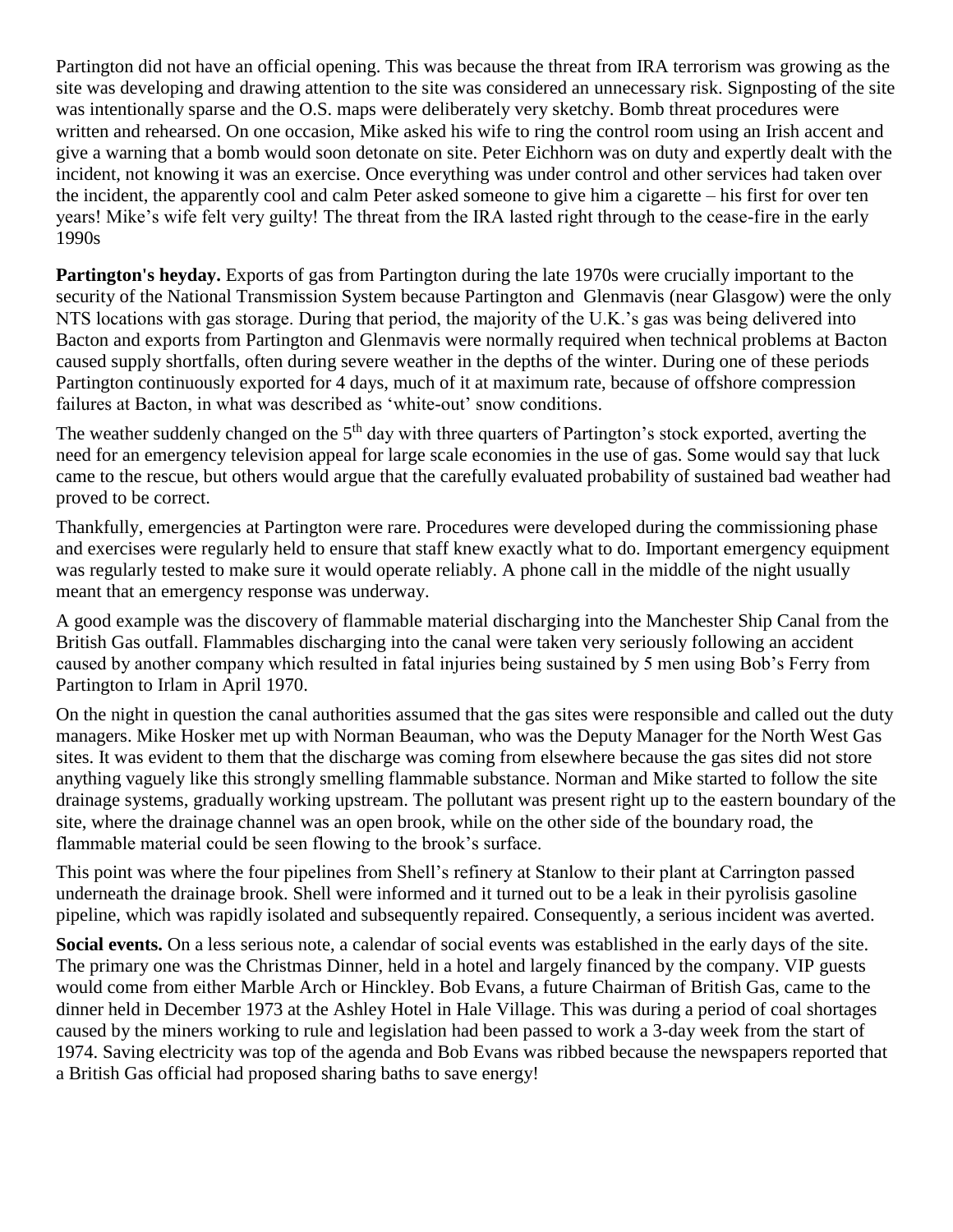Partington did not have an official opening. This was because the threat from IRA terrorism was growing as the site was developing and drawing attention to the site was considered an unnecessary risk. Signposting of the site was intentionally sparse and the O.S. maps were deliberately very sketchy. Bomb threat procedures were written and rehearsed. On one occasion, Mike asked his wife to ring the control room using an Irish accent and give a warning that a bomb would soon detonate on site. Peter Eichhorn was on duty and expertly dealt with the incident, not knowing it was an exercise. Once everything was under control and other services had taken over the incident, the apparently cool and calm Peter asked someone to give him a cigarette – his first for over ten years! Mike's wife felt very guilty! The threat from the IRA lasted right through to the cease-fire in the early 1990s

**Partington's heyday.** Exports of gas from Partington during the late 1970s were crucially important to the security of the National Transmission System because Partington and Glenmavis (near Glasgow) were the only NTS locations with gas storage. During that period, the majority of the U.K.'s gas was being delivered into Bacton and exports from Partington and Glenmavis were normally required when technical problems at Bacton caused supply shortfalls, often during severe weather in the depths of the winter. During one of these periods Partington continuously exported for 4 days, much of it at maximum rate, because of offshore compression failures at Bacton, in what was described as 'white-out' snow conditions.

The weather suddenly changed on the 5th day with three quarters of Partington's stock exported, averting the need for an emergency television appeal for large scale economies in the use of gas. Some would say that luck came to the rescue, but others would argue that the carefully evaluated probability of sustained bad weather had proved to be correct.

Thankfully, emergencies at Partington were rare. Procedures were developed during the commissioning phase and exercises were regularly held to ensure that staff knew exactly what to do. Important emergency equipment was regularly tested to make sure it would operate reliably. A phone call in the middle of the night usually meant that an emergency response was underway.

A good example was the discovery of flammable material discharging into the Manchester Ship Canal from the British Gas outfall. Flammables discharging into the canal were taken very seriously following an accident caused by another company which resulted in fatal injuries being sustained by 5 men using Bob's Ferry from Partington to Irlam in April 1970.

On the night in question the canal authorities assumed that the gas sites were responsible and called out the duty managers. Mike Hosker met up with Norman Beauman, who was the Deputy Manager for the North West Gas sites. It was evident to them that the discharge was coming from elsewhere because the gas sites did not store anything vaguely like this strongly smelling flammable substance. Norman and Mike started to follow the site drainage systems, gradually working upstream. The pollutant was present right up to the eastern boundary of the site, where the drainage channel was an open brook, while on the other side of the boundary road, the flammable material could be seen flowing to the brook's surface.

This point was where the four pipelines from Shell's refinery at Stanlow to their plant at Carrington passed underneath the drainage brook. Shell were informed and it turned out to be a leak in their pyrolisis gasoline pipeline, which was rapidly isolated and subsequently repaired. Consequently, a serious incident was averted.

**Social events.** On a less serious note, a calendar of social events was established in the early days of the site. The primary one was the Christmas Dinner, held in a hotel and largely financed by the company. VIP guests would come from either Marble Arch or Hinckley. Bob Evans, a future Chairman of British Gas, came to the dinner held in December 1973 at the Ashley Hotel in Hale Village. This was during a period of coal shortages caused by the miners working to rule and legislation had been passed to work a 3-day week from the start of 1974. Saving electricity was top of the agenda and Bob Evans was ribbed because the newspapers reported that a British Gas official had proposed sharing baths to save energy!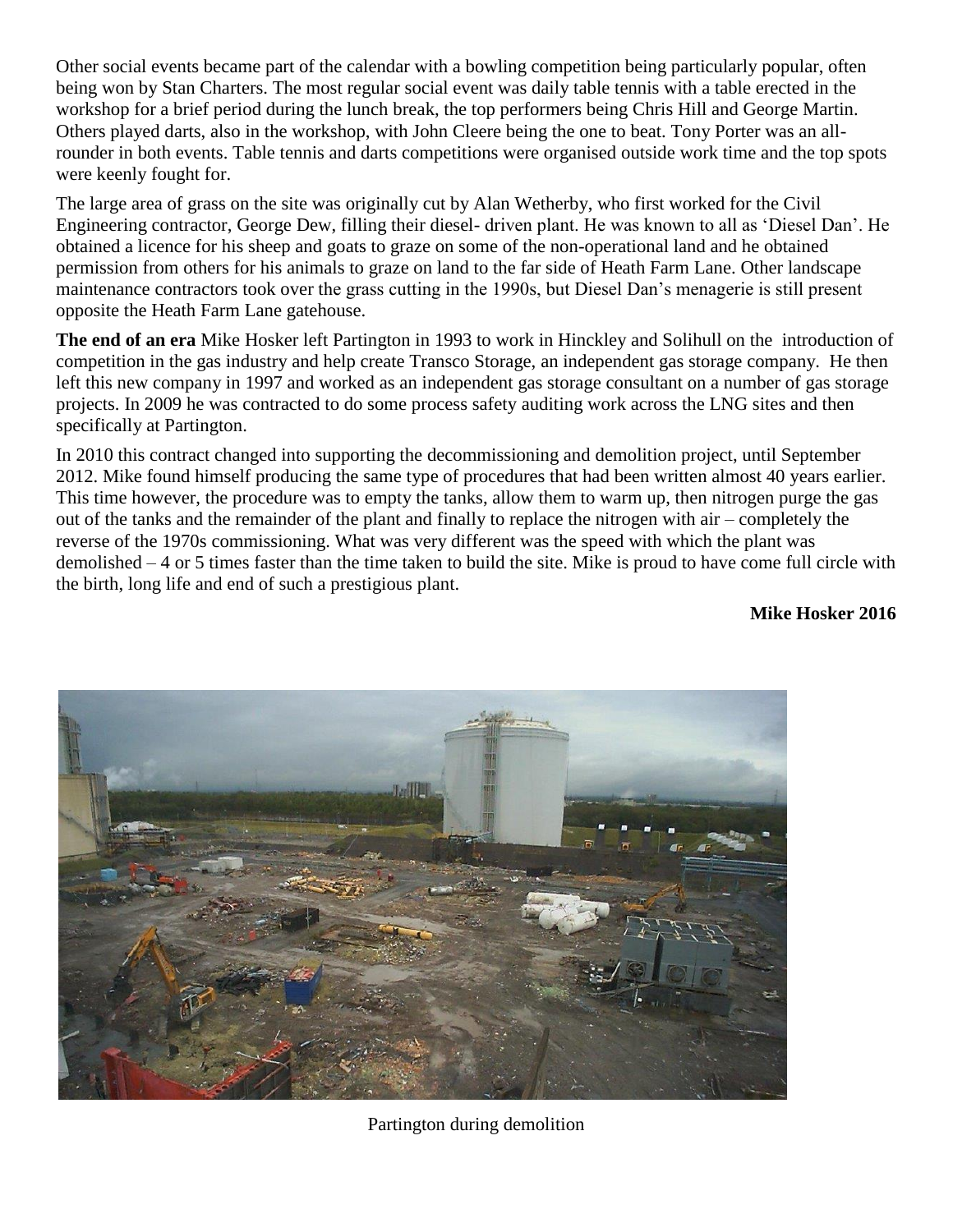Other social events became part of the calendar with a bowling competition being particularly popular, often being won by Stan Charters. The most regular social event was daily table tennis with a table erected in the workshop for a brief period during the lunch break, the top performers being Chris Hill and George Martin. Others played darts, also in the workshop, with John Cleere being the one to beat. Tony Porter was an all-rounder in both events. Table tennis and darts competitions were organised outside work time and the top spots were keenly fought for.

The large area of grass on the site was originally cut by Alan Wetherby, who first worked for the Civil Engineering contractor, George Dew, filling their diesel- driven plant. He was known to all as 'Diesel Dan'. He obtained a licence for his sheep and goats to graze on some of the non-operational land and he obtained permission from others for his animals to graze on land to the far side of Heath Farm Lane. Other landscape maintenance contractors took over the grass cutting in the 1990s, but Diesel Dan's menagerie is still present opposite the Heath Farm Lane gatehouse.

**The end of an era** Mike Hosker left Partington in 1993 to work in Hinckley and Solihull on the introduction of competition in the gas industry and help create Transco Storage, an independent gas storage company. He then left this new company in 1997 and worked as an independent gas storage consultant on a number of gas storage projects. In 2009 he was contracted to do some process safety auditing work across the LNG sites and then specifically at Partington.

In 2010 this contract changed into supporting the decommissioning and demolition project, until September 2012. Mike found himself producing the same type of procedures that had been written almost 40 years earlier. This time however, the procedure was to empty the tanks, allow them to warm up, then nitrogen purge the gas out of the tanks and the remainder of the plant and finally to replace the nitrogen with air – completely the reverse of the 1970s commissioning. What was very different was the speed with which the plant was demolished – 4 or 5 times faster than the time taken to build the site. Mike is proud to have come full circle with the birth, long life and end of such a prestigious plant.

**Mike Hosker 2016**

Partington during demolition